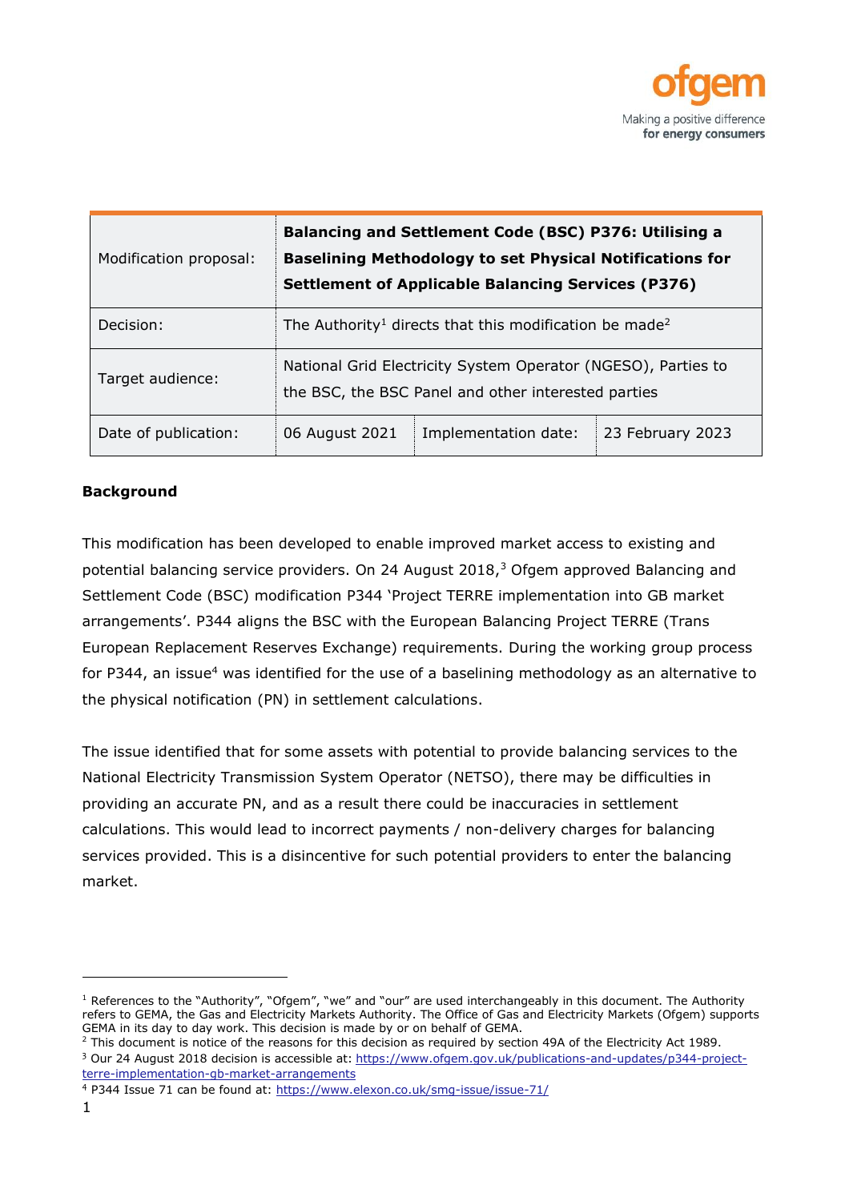| Modification proposal: | **Balancing and Settlement Code (BSC) P376: Utilising a Baselining Methodology to set Physical Notifications for Settlement of Applicable Balancing Services (P376)** | | |
| --- | --- | --- | --- |
| Decision: | The Authority[1] directs that this modification be made[2] | | |
| Target audience: | National Grid Electricity System Operator (NGESO), Parties to the BSC, the BSC Panel and other interested parties | | |
| Date of publication: | 06 August 2021 | Implementation date: | 23 February 2023 |

## Background

This modification has been developed to enable improved market access to existing and potential balancing service providers. On 24 August 2018,[3] Ofgem approved Balancing and Settlement Code (BSC) modification P344 'Project TERRE implementation into GB market arrangements'. P344 aligns the BSC with the European Balancing Project TERRE (Trans European Replacement Reserves Exchange) requirements. During the working group process for P344, an issue[4] was identified for the use of a baselining methodology as an alternative to the physical notification (PN) in settlement calculations.

The issue identified that for some assets with potential to provide balancing services to the National Electricity Transmission System Operator (NETSO), there may be difficulties in providing an accurate PN, and as a result there could be inaccuracies in settlement calculations. This would lead to incorrect payments / non-delivery charges for balancing services provided. This is a disincentive for such potential providers to enter the balancing market.

---

[1] References to the "Authority", "Ofgem", "we" and "our" are used interchangeably in this document. The Authority refers to GEMA, the Gas and Electricity Markets Authority. The Office of Gas and Electricity Markets (Ofgem) supports GEMA in its day to day work. This decision is made by or on behalf of GEMA.

[2] This document is notice of the reasons for this decision as required by section 49A of the Electricity Act 1989.

[3] Our 24 August 2018 decision is accessible at: https://www.ofgem.gov.uk/publications-and-updates/p344-project-terre-implementation-gb-market-arrangements

[4] P344 Issue 71 can be found at: https://www.elexon.co.uk/smg-issue/issue-71/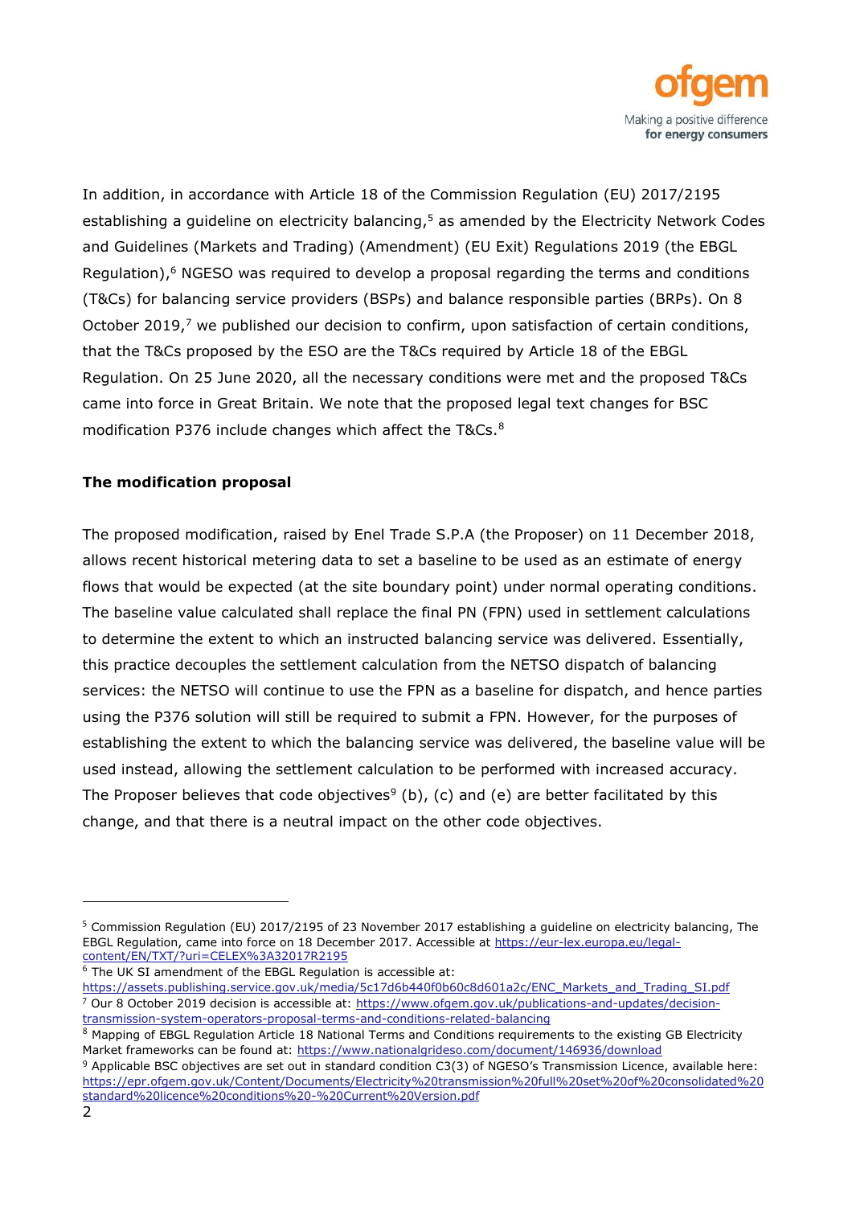In addition, in accordance with Article 18 of the Commission Regulation (EU) 2017/2195 establishing a guideline on electricity balancing,[5] as amended by the Electricity Network Codes and Guidelines (Markets and Trading) (Amendment) (EU Exit) Regulations 2019 (the EBGL Regulation),[6] NGESO was required to develop a proposal regarding the terms and conditions (T&Cs) for balancing service providers (BSPs) and balance responsible parties (BRPs). On 8 October 2019,[7] we published our decision to confirm, upon satisfaction of certain conditions, that the T&Cs proposed by the ESO are the T&Cs required by Article 18 of the EBGL Regulation. On 25 June 2020, all the necessary conditions were met and the proposed T&Cs came into force in Great Britain. We note that the proposed legal text changes for BSC modification P376 include changes which affect the T&Cs.[8]

**The modification proposal**

The proposed modification, raised by Enel Trade S.P.A (the Proposer) on 11 December 2018, allows recent historical metering data to set a baseline to be used as an estimate of energy flows that would be expected (at the site boundary point) under normal operating conditions. The baseline value calculated shall replace the final PN (FPN) used in settlement calculations to determine the extent to which an instructed balancing service was delivered. Essentially, this practice decouples the settlement calculation from the NETSO dispatch of balancing services: the NETSO will continue to use the FPN as a baseline for dispatch, and hence parties using the P376 solution will still be required to submit a FPN. However, for the purposes of establishing the extent to which the balancing service was delivered, the baseline value will be used instead, allowing the settlement calculation to be performed with increased accuracy. The Proposer believes that code objectives[9] (b), (c) and (e) are better facilitated by this change, and that there is a neutral impact on the other code objectives.

---

[5] Commission Regulation (EU) 2017/2195 of 23 November 2017 establishing a guideline on electricity balancing, The EBGL Regulation, came into force on 18 December 2017. Accessible at https://eur-lex.europa.eu/legal-content/EN/TXT/?uri=CELEX%3A32017R2195

[6] The UK SI amendment of the EBGL Regulation is accessible at: https://assets.publishing.service.gov.uk/media/5c17d6b440f0b60c8d601a2c/ENC_Markets_and_Trading_SI.pdf

[7] Our 8 October 2019 decision is accessible at: https://www.ofgem.gov.uk/publications-and-updates/decision-transmission-system-operators-proposal-terms-and-conditions-related-balancing

[8] Mapping of EBGL Regulation Article 18 National Terms and Conditions requirements to the existing GB Electricity Market frameworks can be found at: https://www.nationalgrideso.com/document/146936/download

[9] Applicable BSC objectives are set out in standard condition C3(3) of NGESO's Transmission Licence, available here: https://epr.ofgem.gov.uk/Content/Documents/Electricity%20transmission%20full%20set%20of%20consolidated%20standard%20licence%20conditions%20-%20Current%20Version.pdf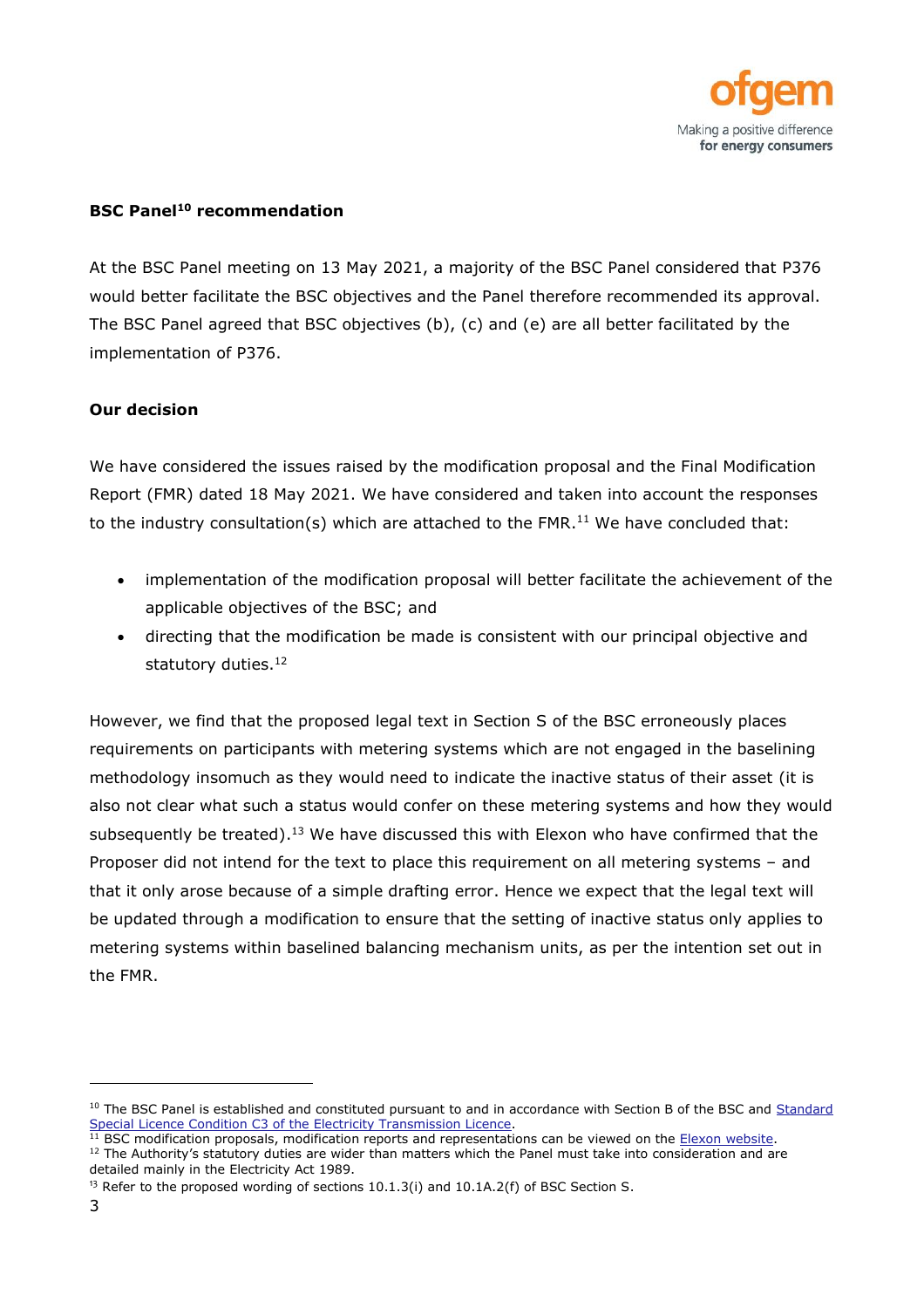**BSC Panel[10] recommendation**

At the BSC Panel meeting on 13 May 2021, a majority of the BSC Panel considered that P376 would better facilitate the BSC objectives and the Panel therefore recommended its approval. The BSC Panel agreed that BSC objectives (b), (c) and (e) are all better facilitated by the implementation of P376.

**Our decision**

We have considered the issues raised by the modification proposal and the Final Modification Report (FMR) dated 18 May 2021. We have considered and taken into account the responses to the industry consultation(s) which are attached to the FMR.[11] We have concluded that:

- implementation of the modification proposal will better facilitate the achievement of the applicable objectives of the BSC; and
- directing that the modification be made is consistent with our principal objective and statutory duties.[12]

However, we find that the proposed legal text in Section S of the BSC erroneously places requirements on participants with metering systems which are not engaged in the baselining methodology insomuch as they would need to indicate the inactive status of their asset (it is also not clear what such a status would confer on these metering systems and how they would subsequently be treated).[13] We have discussed this with Elexon who have confirmed that the Proposer did not intend for the text to place this requirement on all metering systems – and that it only arose because of a simple drafting error. Hence we expect that the legal text will be updated through a modification to ensure that the setting of inactive status only applies to metering systems within baselined balancing mechanism units, as per the intention set out in the FMR.

---

[10] The BSC Panel is established and constituted pursuant to and in accordance with Section B of the BSC and Standard Special Licence Condition C3 of the Electricity Transmission Licence.

[11] BSC modification proposals, modification reports and representations can be viewed on the Elexon website.

[12] The Authority's statutory duties are wider than matters which the Panel must take into consideration and are detailed mainly in the Electricity Act 1989.

[13] Refer to the proposed wording of sections 10.1.3(i) and 10.1A.2(f) of BSC Section S.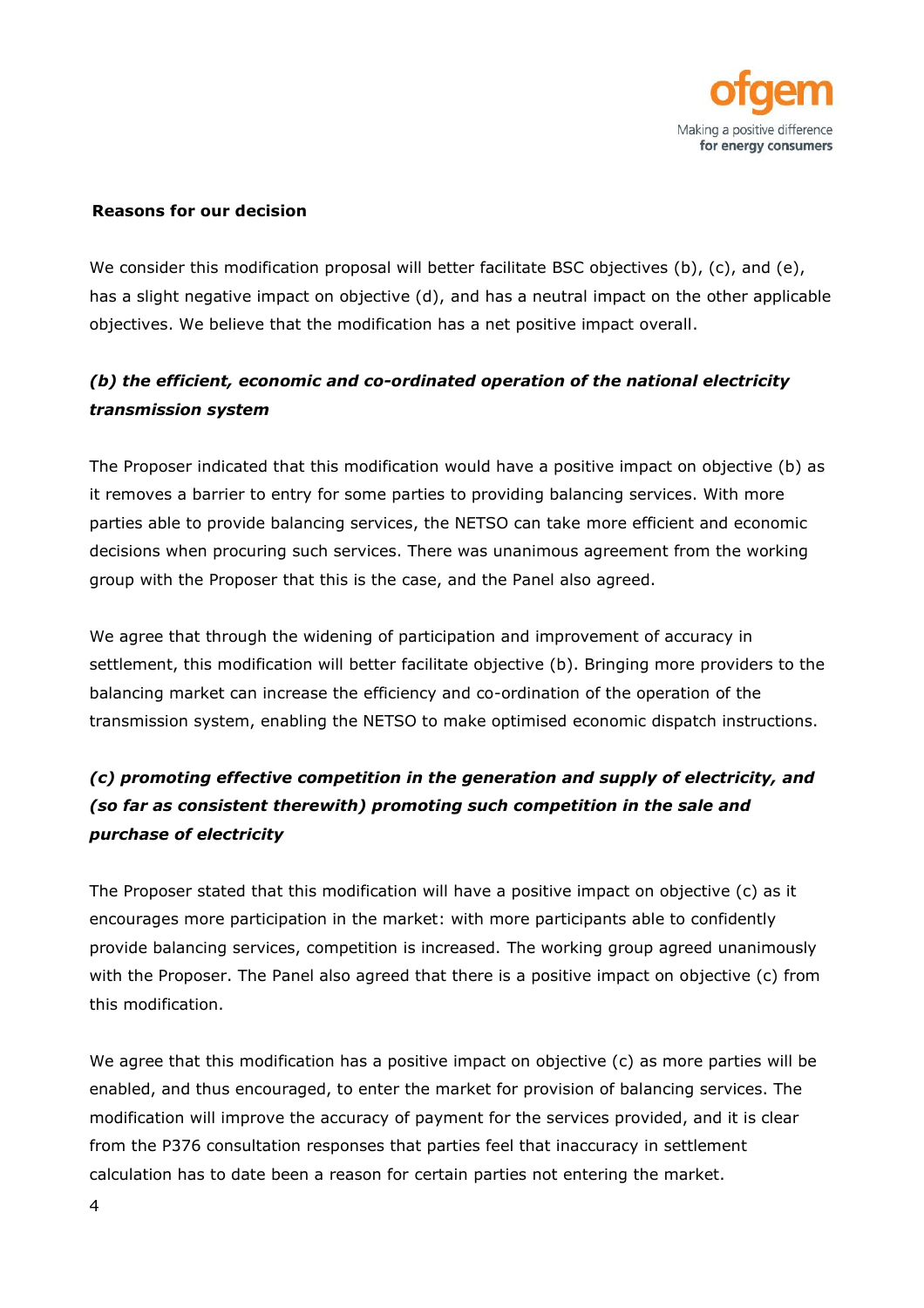**Reasons for our decision**

We consider this modification proposal will better facilitate BSC objectives (b), (c), and (e), has a slight negative impact on objective (d), and has a neutral impact on the other applicable objectives. We believe that the modification has a net positive impact overall.

***(b) the efficient, economic and co-ordinated operation of the national electricity transmission system***

The Proposer indicated that this modification would have a positive impact on objective (b) as it removes a barrier to entry for some parties to providing balancing services. With more parties able to provide balancing services, the NETSO can take more efficient and economic decisions when procuring such services. There was unanimous agreement from the working group with the Proposer that this is the case, and the Panel also agreed.

We agree that through the widening of participation and improvement of accuracy in settlement, this modification will better facilitate objective (b). Bringing more providers to the balancing market can increase the efficiency and co-ordination of the operation of the transmission system, enabling the NETSO to make optimised economic dispatch instructions.

***(c) promoting effective competition in the generation and supply of electricity, and (so far as consistent therewith) promoting such competition in the sale and purchase of electricity***

The Proposer stated that this modification will have a positive impact on objective (c) as it encourages more participation in the market: with more participants able to confidently provide balancing services, competition is increased. The working group agreed unanimously with the Proposer. The Panel also agreed that there is a positive impact on objective (c) from this modification.

We agree that this modification has a positive impact on objective (c) as more parties will be enabled, and thus encouraged, to enter the market for provision of balancing services. The modification will improve the accuracy of payment for the services provided, and it is clear from the P376 consultation responses that parties feel that inaccuracy in settlement calculation has to date been a reason for certain parties not entering the market.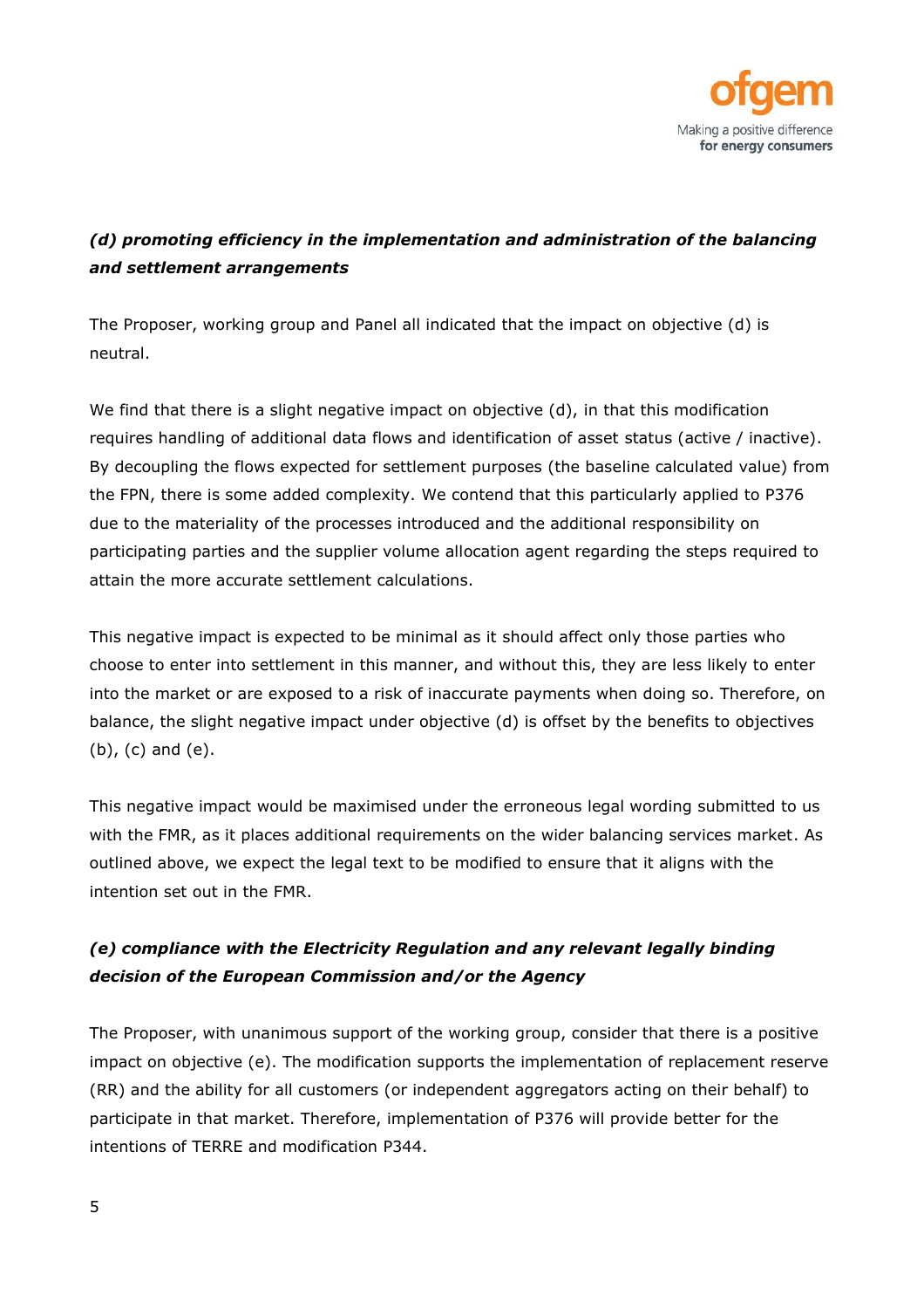***(d) promoting efficiency in the implementation and administration of the balancing and settlement arrangements***

The Proposer, working group and Panel all indicated that the impact on objective (d) is neutral.

We find that there is a slight negative impact on objective (d), in that this modification requires handling of additional data flows and identification of asset status (active / inactive). By decoupling the flows expected for settlement purposes (the baseline calculated value) from the FPN, there is some added complexity. We contend that this particularly applied to P376 due to the materiality of the processes introduced and the additional responsibility on participating parties and the supplier volume allocation agent regarding the steps required to attain the more accurate settlement calculations.

This negative impact is expected to be minimal as it should affect only those parties who choose to enter into settlement in this manner, and without this, they are less likely to enter into the market or are exposed to a risk of inaccurate payments when doing so. Therefore, on balance, the slight negative impact under objective (d) is offset by the benefits to objectives (b), (c) and (e).

This negative impact would be maximised under the erroneous legal wording submitted to us with the FMR, as it places additional requirements on the wider balancing services market. As outlined above, we expect the legal text to be modified to ensure that it aligns with the intention set out in the FMR.

***(e) compliance with the Electricity Regulation and any relevant legally binding decision of the European Commission and/or the Agency***

The Proposer, with unanimous support of the working group, consider that there is a positive impact on objective (e). The modification supports the implementation of replacement reserve (RR) and the ability for all customers (or independent aggregators acting on their behalf) to participate in that market. Therefore, implementation of P376 will provide better for the intentions of TERRE and modification P344.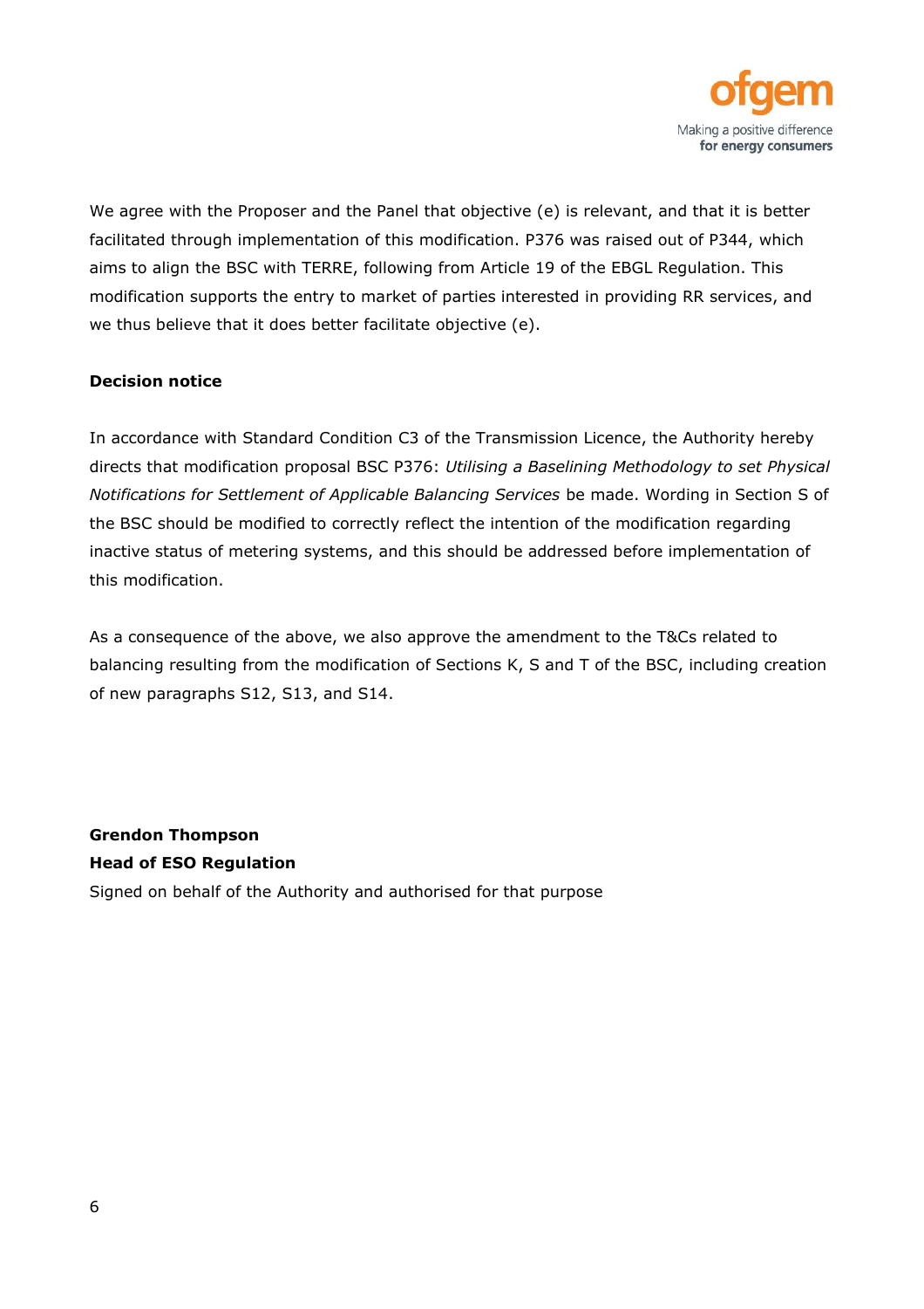We agree with the Proposer and the Panel that objective (e) is relevant, and that it is better facilitated through implementation of this modification. P376 was raised out of P344, which aims to align the BSC with TERRE, following from Article 19 of the EBGL Regulation. This modification supports the entry to market of parties interested in providing RR services, and we thus believe that it does better facilitate objective (e).

**Decision notice**

In accordance with Standard Condition C3 of the Transmission Licence, the Authority hereby directs that modification proposal BSC P376: *Utilising a Baselining Methodology to set Physical Notifications for Settlement of Applicable Balancing Services* be made. Wording in Section S of the BSC should be modified to correctly reflect the intention of the modification regarding inactive status of metering systems, and this should be addressed before implementation of this modification.

As a consequence of the above, we also approve the amendment to the T&Cs related to balancing resulting from the modification of Sections K, S and T of the BSC, including creation of new paragraphs S12, S13, and S14.

**Grendon Thompson**
**Head of ESO Regulation**
Signed on behalf of the Authority and authorised for that purpose